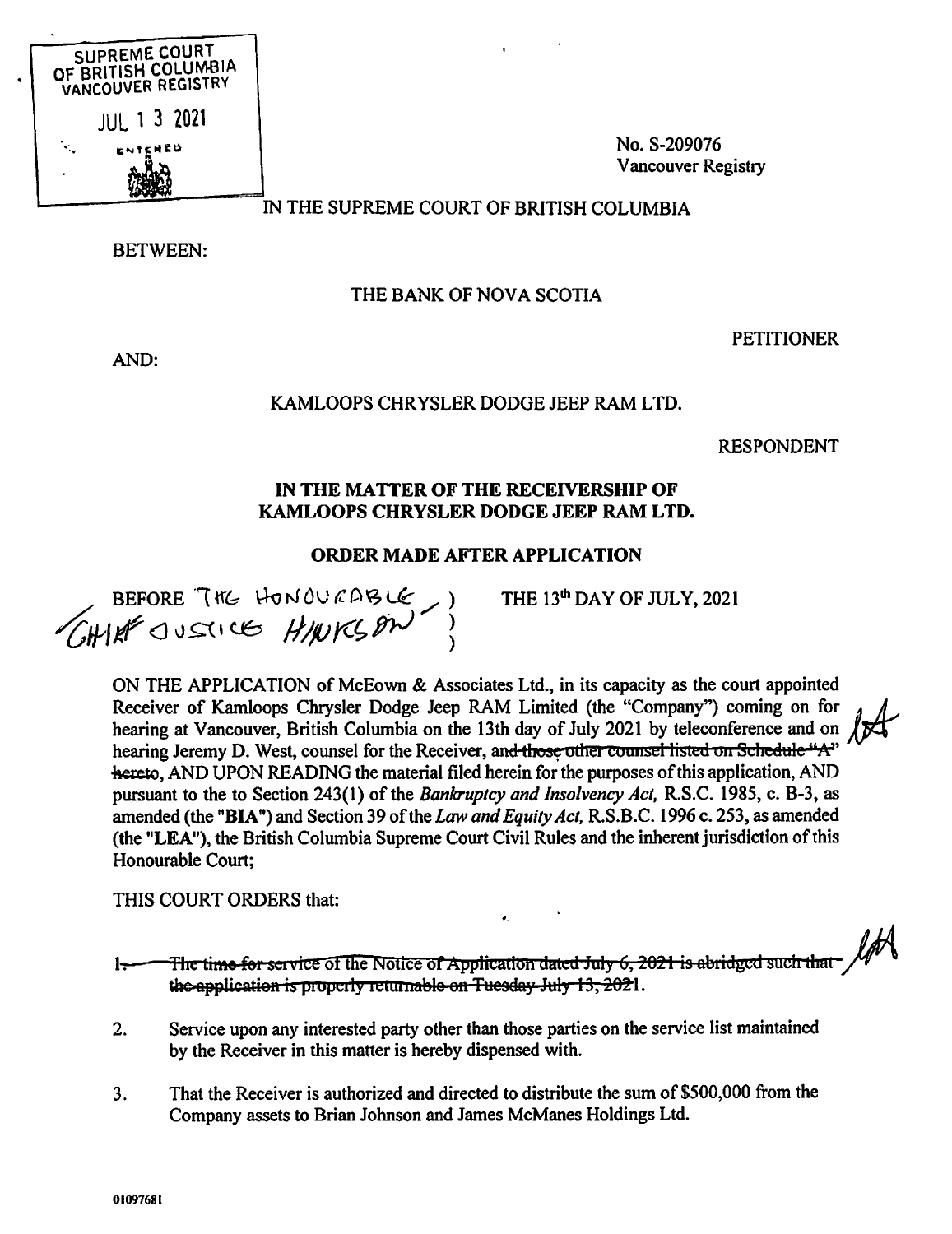SUPREME COURT OF BRITISH COLUMBIA
VANCOUVER REGISTRY

JUL 13 2021

ENTERED

No. S-209076
Vancouver Registry

IN THE SUPREME COURT OF BRITISH COLUMBIA

BETWEEN:

THE BANK OF NOVA SCOTIA

PETITIONER

AND:

KAMLOOPS CHRYSLER DODGE JEEP RAM LTD.

RESPONDENT

**IN THE MATTER OF THE RECEIVERSHIP OF KAMLOOPS CHRYSLER DODGE JEEP RAM LTD.**

**ORDER MADE AFTER APPLICATION**

BEFORE THE HONOURABLE CHIEF JUSTICE HINKSON ) THE 13th DAY OF JULY, 2021

ON THE APPLICATION of McEown & Associates Ltd., in its capacity as the court appointed Receiver of Kamloops Chrysler Dodge Jeep RAM Limited (the "Company") coming on for hearing at Vancouver, British Columbia on the 13th day of July 2021 by teleconference and on hearing Jeremy D. West, counsel for the Receiver, ~~and those other counsel listed on Schedule "A" hereto~~, AND UPON READING the material filed herein for the purposes of this application, AND pursuant to the to Section 243(1) of the *Bankruptcy and Insolvency Act,* R.S.C. 1985, c. B-3, as amended (the "**BIA**") and Section 39 of the *Law and Equity Act,* R.S.B.C. 1996 c. 253, as amended (the "**LEA**"), the British Columbia Supreme Court Civil Rules and the inherent jurisdiction of this Honourable Court;

THIS COURT ORDERS that:

1. ~~The time for service of the Notice of Application dated July 6, 2021 is abridged such that the application is properly returnable on Tuesday July 13, 2021.~~

2. Service upon any interested party other than those parties on the service list maintained by the Receiver in this matter is hereby dispensed with.

3. That the Receiver is authorized and directed to distribute the sum of $500,000 from the Company assets to Brian Johnson and James McManes Holdings Ltd.

01097681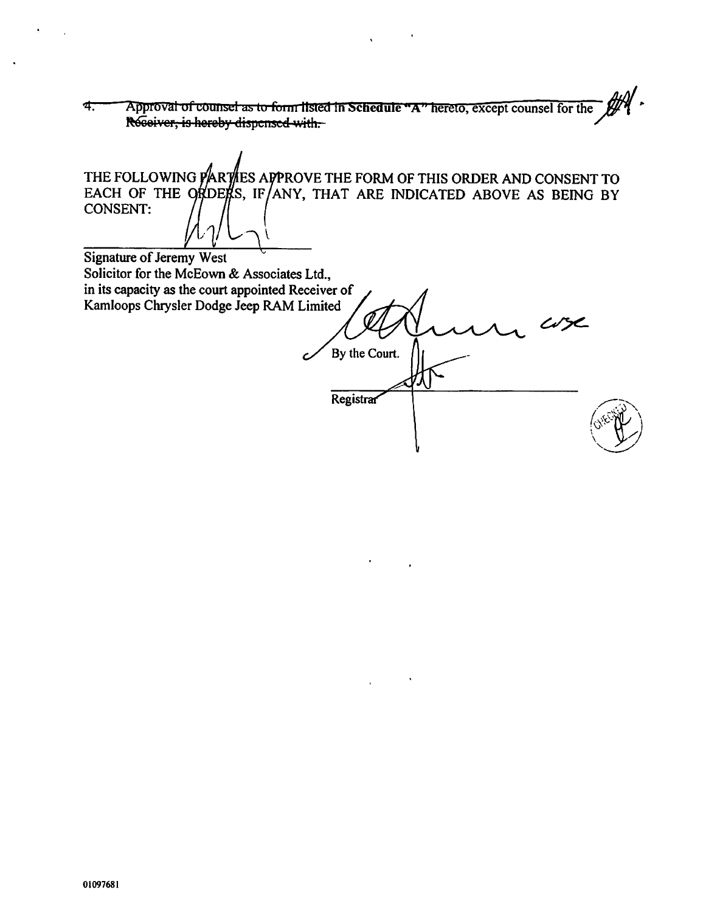4. ~~Approval of counsel as to form listed in **Schedule "A"** hereto, except counsel for the Receiver, is hereby dispensed with.~~

THE FOLLOWING PARTIES APPROVE THE FORM OF THIS ORDER AND CONSENT TO EACH OF THE ORDERS, IF ANY, THAT ARE INDICATED ABOVE AS BEING BY CONSENT:

\_\_\_\_\_\_\_\_\_\_\_\_\_\_\_\_\_\_\_\_\_\_\_\_\_\_\_\_\_\_

Signature of Jeremy West
Solicitor for the McEown & Associates Ltd.,
in its capacity as the court appointed Receiver of
Kamloops Chrysler Dodge Jeep RAM Limited

By the Court.

\_\_\_\_\_\_\_\_\_\_\_\_\_\_\_\_\_\_\_\_\_\_\_\_\_\_\_\_\_\_

Registrar

01097681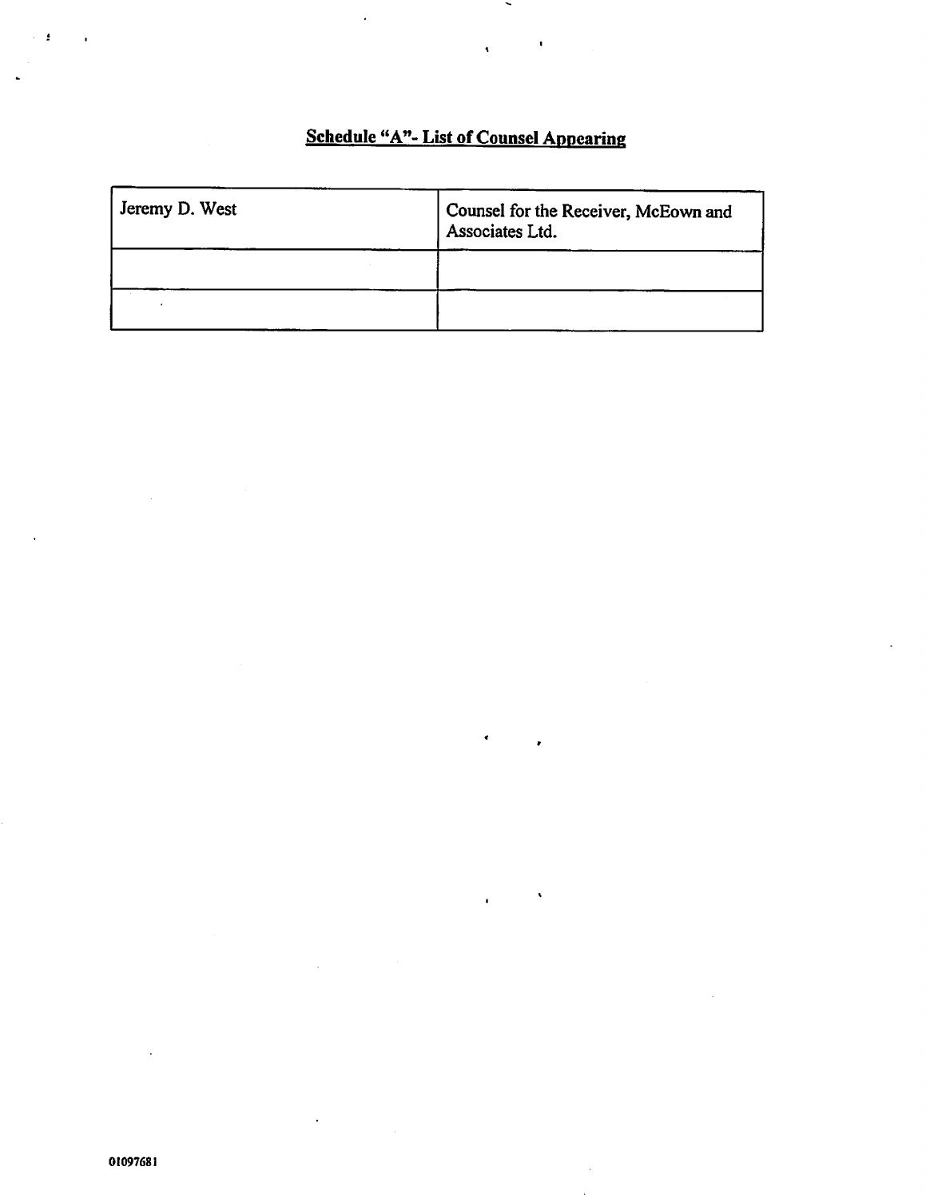## Schedule "A"- List of Counsel Appearing

| Jeremy D. West | Counsel for the Receiver, McEown and Associates Ltd. |
|---|---|
| | |
| | |

01097681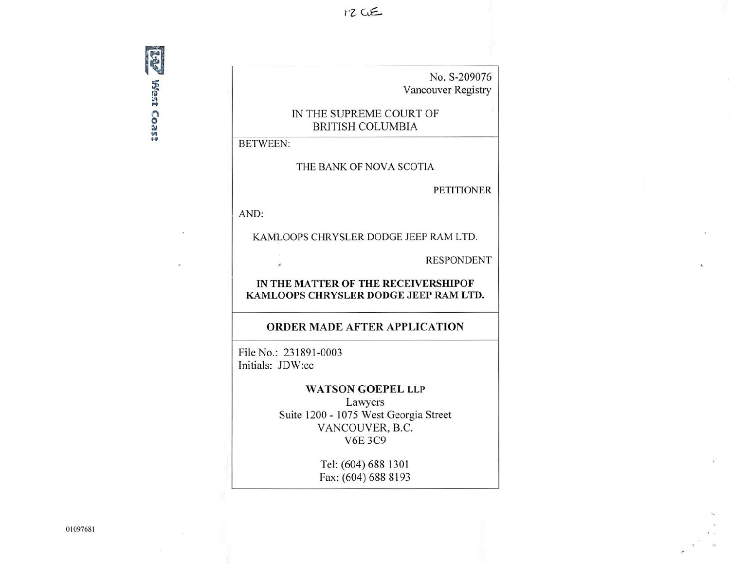12 GE

West Coast

No. S-209076
Vancouver Registry

IN THE SUPREME COURT OF
BRITISH COLUMBIA

BETWEEN:

THE BANK OF NOVA SCOTIA

PETITIONER

AND:

KAMLOOPS CHRYSLER DODGE JEEP RAM LTD.

RESPONDENT

**IN THE MATTER OF THE RECEIVERSHIPOF KAMLOOPS CHRYSLER DODGE JEEP RAM LTD.**

## ORDER MADE AFTER APPLICATION

File No.: 231891-0003
Initials: JDW:cc

**WATSON GOEPEL LLP**
Lawyers
Suite 1200 - 1075 West Georgia Street
VANCOUVER, B.C.
V6E 3C9

Tel: (604) 688 1301
Fax: (604) 688 8193

01097681